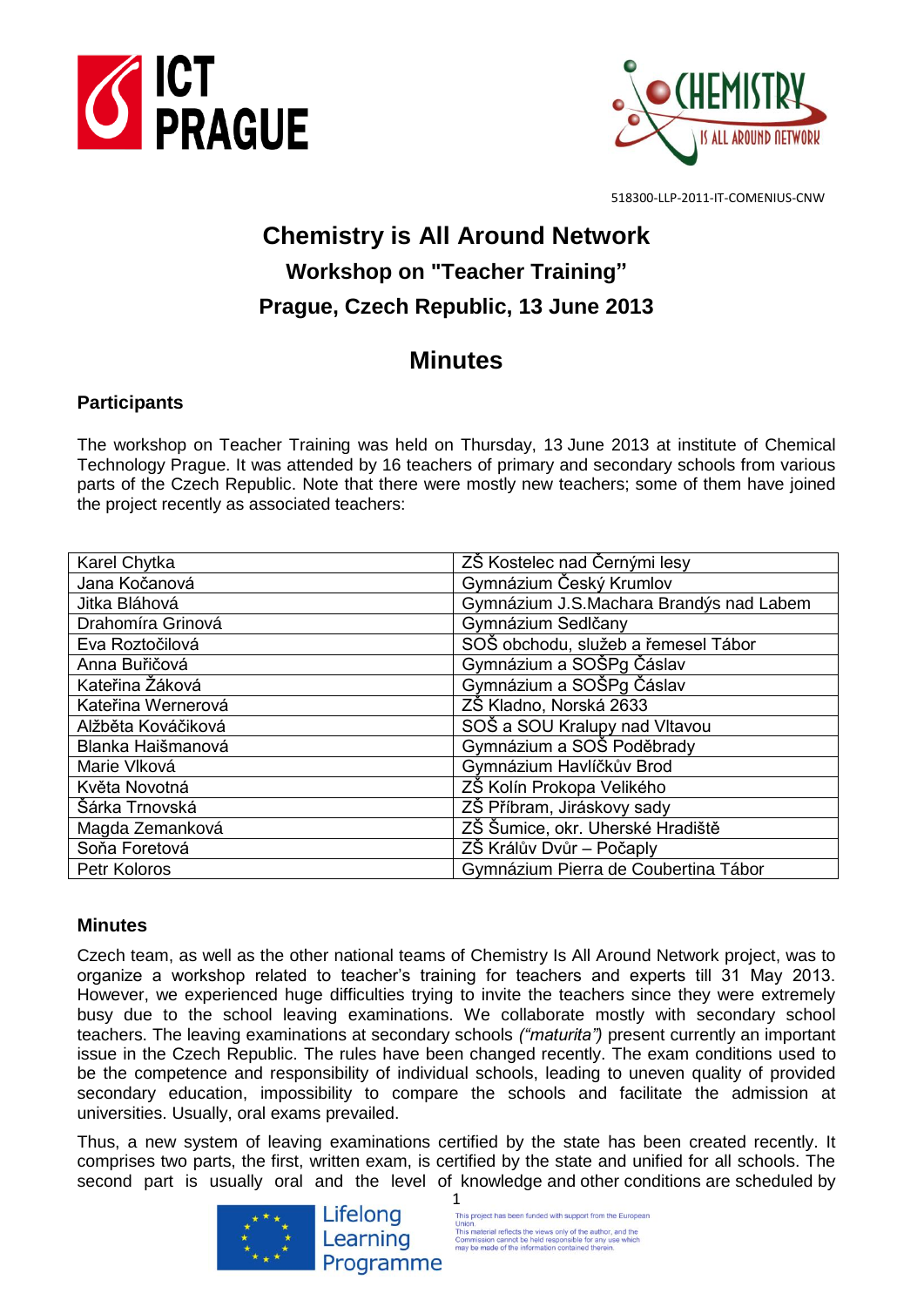518300-LLP-2011-IT-COMENIUS-CNW

# Chemistry is All Around Network

## Workshop on "Teacher Training"

## Prague, Czech Republic, 13 June 2013

# Minutes

### Participants

The workshop on Teacher Training was held on Thursday, 13 June 2013 at institute of Chemical Technology Prague. It was attended by 16 teachers of primary and secondary schools from various parts of the Czech Republic. Note that there were mostly new teachers; some of them have joined the project recently as associated teachers:

| | |
|---|---|
| Karel Chytka | ZŠ Kostelec nad Černými lesy |
| Jana Kočanová | Gymnázium Český Krumlov |
| Jitka Bláhová | Gymnázium J.S.Machara Brandýs nad Labem |
| Drahomíra Grinová | Gymnázium Sedlčany |
| Eva Roztočilová | SOŠ obchodu, služeb a řemesel Tábor |
| Anna Buřičová | Gymnázium a SOŠPg Čáslav |
| Kateřina Žáková | Gymnázium a SOŠPg Čáslav |
| Kateřina Wernerová | ZŠ Kladno, Norská 2633 |
| Alžběta Kováčiková | SOŠ a SOU Kralupy nad Vltavou |
| Blanka Haišmanová | Gymnázium a SOŠ Poděbrady |
| Marie Vlková | Gymnázium Havlíčkův Brod |
| Květa Novotná | ZŠ Kolín Prokopa Velikého |
| Šárka Trnovská | ZŠ Příbram, Jiráskovy sady |
| Magda Zemanková | ZŠ Šumice, okr. Uherské Hradiště |
| Soňa Foretová | ZŠ Králův Dvůr – Počaply |
| Petr Koloros | Gymnázium Pierra de Coubertina Tábor |

### Minutes

Czech team, as well as the other national teams of Chemistry Is All Around Network project, was to organize a workshop related to teacher's training for teachers and experts till 31 May 2013. However, we experienced huge difficulties trying to invite the teachers since they were extremely busy due to the school leaving examinations. We collaborate mostly with secondary school teachers. The leaving examinations at secondary schools *("maturita")* present currently an important issue in the Czech Republic. The rules have been changed recently. The exam conditions used to be the competence and responsibility of individual schools, leading to uneven quality of provided secondary education, impossibility to compare the schools and facilitate the admission at universities. Usually, oral exams prevailed.

Thus, a new system of leaving examinations certified by the state has been created recently. It comprises two parts, the first, written exam, is certified by the state and unified for all schools. The second part is usually oral and the level of knowledge and other conditions are scheduled by

Lifelong Learning Programme

This project has been funded with support from the European Union. This material reflects the views only of the author, and the Commission cannot be held responsible for any use which may be made of the information contained therein.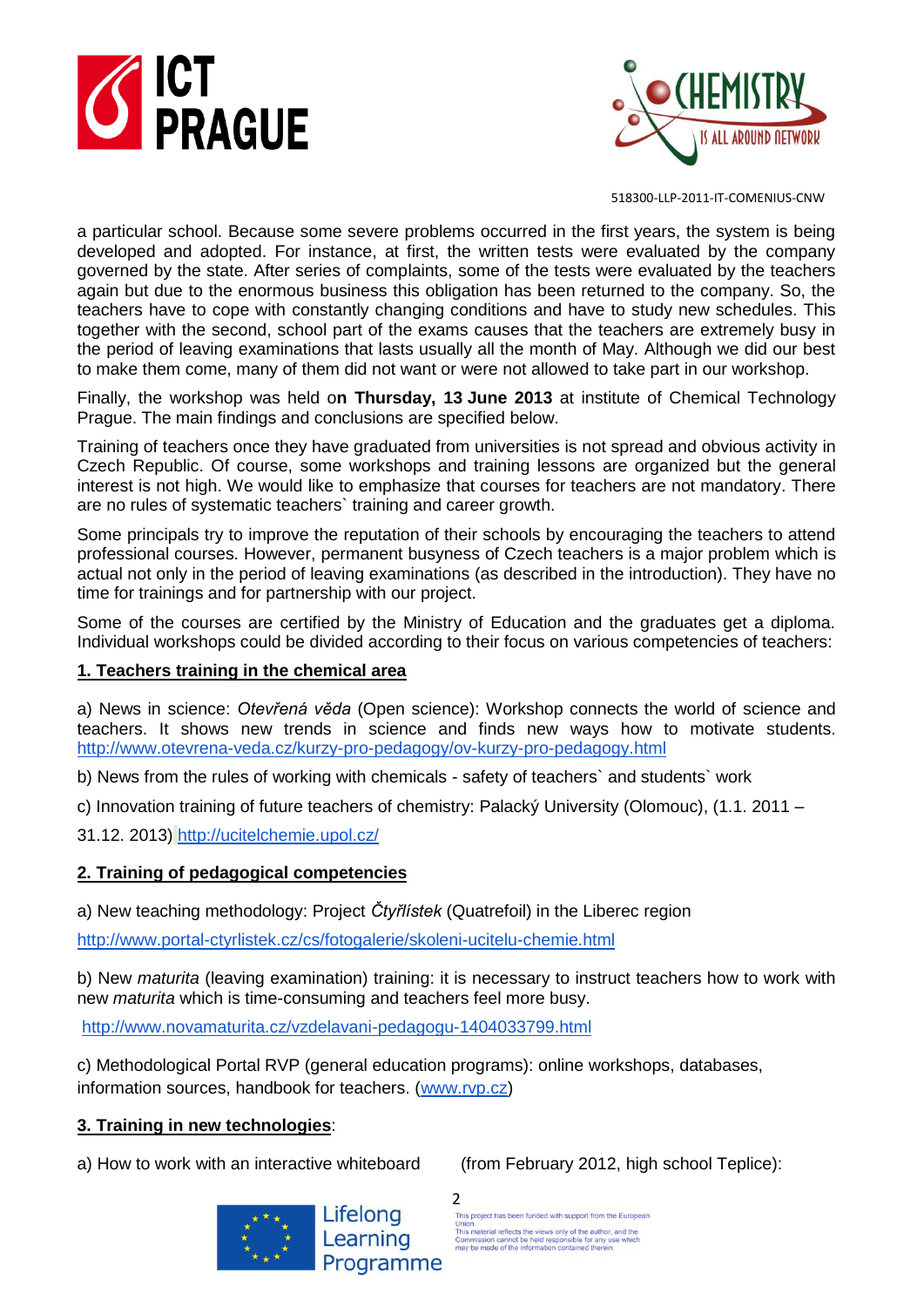a particular school. Because some severe problems occurred in the first years, the system is being developed and adopted. For instance, at first, the written tests were evaluated by the company governed by the state. After series of complaints, some of the tests were evaluated by the teachers again but due to the enormous business this obligation has been returned to the company. So, the teachers have to cope with constantly changing conditions and have to study new schedules. This together with the second, school part of the exams causes that the teachers are extremely busy in the period of leaving examinations that lasts usually all the month of May. Although we did our best to make them come, many of them did not want or were not allowed to take part in our workshop.

Finally, the workshop was held o**n Thursday, 13 June 2013** at institute of Chemical Technology Prague. The main findings and conclusions are specified below.

Training of teachers once they have graduated from universities is not spread and obvious activity in Czech Republic. Of course, some workshops and training lessons are organized but the general interest is not high. We would like to emphasize that courses for teachers are not mandatory. There are no rules of systematic teachers` training and career growth.

Some principals try to improve the reputation of their schools by encouraging the teachers to attend professional courses. However, permanent busyness of Czech teachers is a major problem which is actual not only in the period of leaving examinations (as described in the introduction). They have no time for trainings and for partnership with our project.

Some of the courses are certified by the Ministry of Education and the graduates get a diploma. Individual workshops could be divided according to their focus on various competencies of teachers:

**1. Teachers training in the chemical area**

a) News in science: *Otevřená věda* (Open science): Workshop connects the world of science and teachers. It shows new trends in science and finds new ways how to motivate students. http://www.otevrena-veda.cz/kurzy-pro-pedagogy/ov-kurzy-pro-pedagogy.html

b) News from the rules of working with chemicals - safety of teachers` and students` work

c) Innovation training of future teachers of chemistry: Palacký University (Olomouc), (1.1. 2011 – 31.12. 2013) http://ucitelchemie.upol.cz/

**2. Training of pedagogical competencies**

a) New teaching methodology: Project *Čtyřlístek* (Quatrefoil) in the Liberec region

http://www.portal-ctyrlistek.cz/cs/fotogalerie/skoleni-ucitelu-chemie.html

b) New *maturita* (leaving examination) training: it is necessary to instruct teachers how to work with new *maturita* which is time-consuming and teachers feel more busy.

http://www.novamaturita.cz/vzdelavani-pedagogu-1404033799.html

c) Methodological Portal RVP (general education programs): online workshops, databases, information sources, handbook for teachers. (www.rvp.cz)

**3. Training in new technologies**:

a) How to work with an interactive whiteboard (from February 2012, high school Teplice):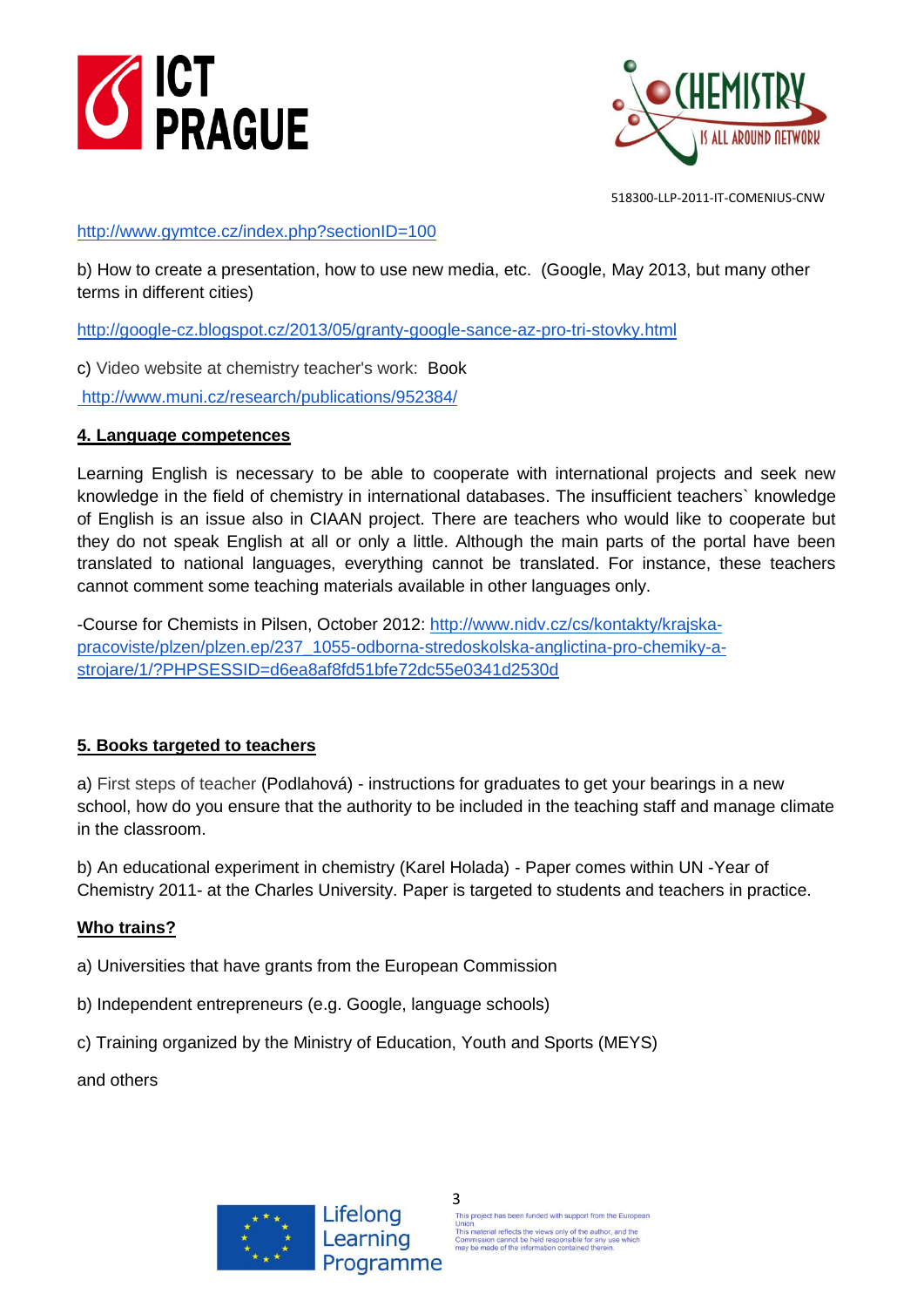http://www.gymtce.cz/index.php?sectionID=100

b) How to create a presentation, how to use new media, etc. (Google, May 2013, but many other terms in different cities)

http://google-cz.blogspot.cz/2013/05/granty-google-sance-az-pro-tri-stovky.html

c) Video website at chemistry teacher's work: Book

http://www.muni.cz/research/publications/952384/

## 4. Language competences

Learning English is necessary to be able to cooperate with international projects and seek new knowledge in the field of chemistry in international databases. The insufficient teachers` knowledge of English is an issue also in CIAAN project. There are teachers who would like to cooperate but they do not speak English at all or only a little. Although the main parts of the portal have been translated to national languages, everything cannot be translated. For instance, these teachers cannot comment some teaching materials available in other languages only.

-Course for Chemists in Pilsen, October 2012: http://www.nidv.cz/cs/kontakty/krajska-pracoviste/plzen/plzen.ep/237_1055-odborna-stredoskolska-anglictina-pro-chemiky-a-strojare/1/?PHPSESSID=d6ea8af8fd51bfe72dc55e0341d2530d

## 5. Books targeted to teachers

a) First steps of teacher (Podlahová) - instructions for graduates to get your bearings in a new school, how do you ensure that the authority to be included in the teaching staff and manage climate in the classroom.

b) An educational experiment in chemistry (Karel Holada) - Paper comes within UN -Year of Chemistry 2011- at the Charles University. Paper is targeted to students and teachers in practice.

## Who trains?

a) Universities that have grants from the European Commission

b) Independent entrepreneurs (e.g. Google, language schools)

c) Training organized by the Ministry of Education, Youth and Sports (MEYS)

and others